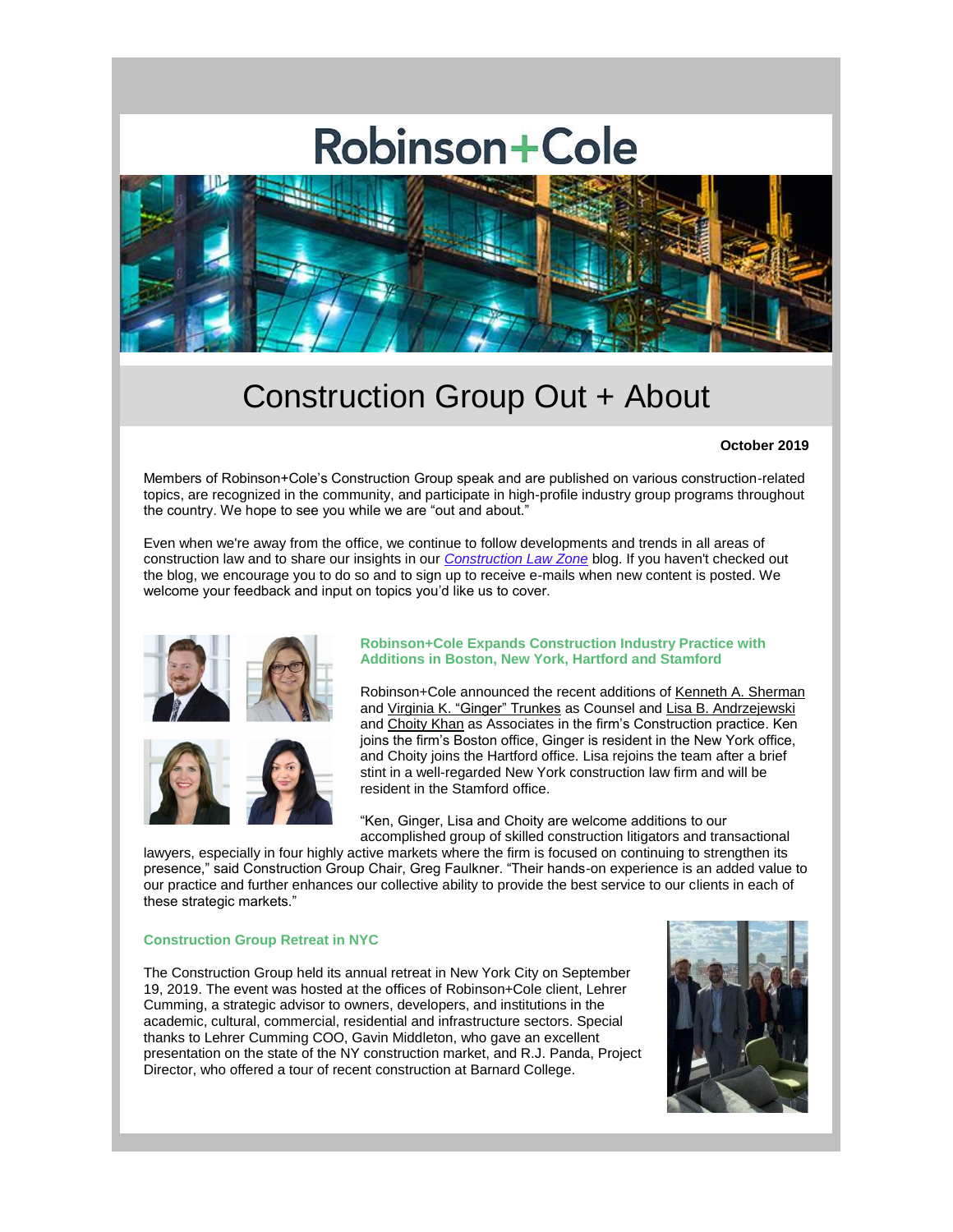# Robinson+Cole

## Construction Group Out + About

**October 2019**

Members of Robinson+Cole's Construction Group speak and are published on various construction-related topics, are recognized in the community, and participate in high-profile industry group programs throughout the country. We hope to see you while we are "out and about."

Even when we're away from the office, we continue to follow developments and trends in all areas of construction law and to share our insights in our *Construction Law Zone* blog. If you haven't checked out the blog, we encourage you to do so and to sign up to receive e-mails when new content is posted. We welcome your feedback and input on topics you'd like us to cover.

### Robinson+Cole Expands Construction Industry Practice with Additions in Boston, New York, Hartford and Stamford

Robinson+Cole announced the recent additions of Kenneth A. Sherman and Virginia K. "Ginger" Trunkes as Counsel and Lisa B. Andrzejewski and Choity Khan as Associates in the firm's Construction practice. Ken joins the firm's Boston office, Ginger is resident in the New York office, and Choity joins the Hartford office. Lisa rejoins the team after a brief stint in a well-regarded New York construction law firm and will be resident in the Stamford office.

"Ken, Ginger, Lisa and Choity are welcome additions to our accomplished group of skilled construction litigators and transactional lawyers, especially in four highly active markets where the firm is focused on continuing to strengthen its presence," said Construction Group Chair, Greg Faulkner. "Their hands-on experience is an added value to our practice and further enhances our collective ability to provide the best service to our clients in each of these strategic markets."

### Construction Group Retreat in NYC

The Construction Group held its annual retreat in New York City on September 19, 2019. The event was hosted at the offices of Robinson+Cole client, Lehrer Cumming, a strategic advisor to owners, developers, and institutions in the academic, cultural, commercial, residential and infrastructure sectors. Special thanks to Lehrer Cumming COO, Gavin Middleton, who gave an excellent presentation on the state of the NY construction market, and R.J. Panda, Project Director, who offered a tour of recent construction at Barnard College.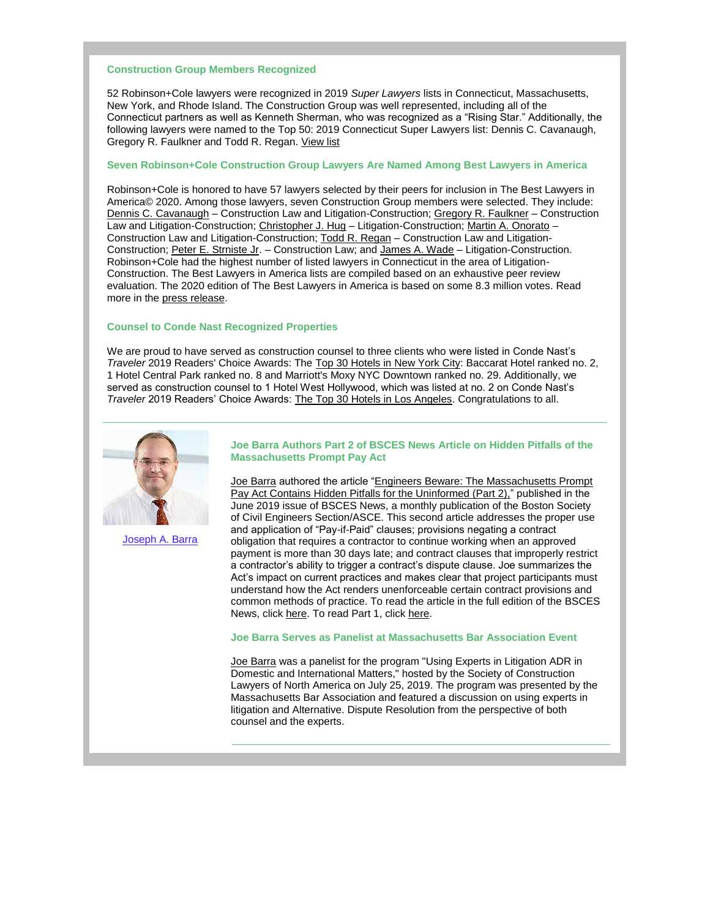### Construction Group Members Recognized

52 Robinson+Cole lawyers were recognized in 2019 *Super Lawyers* lists in Connecticut, Massachusetts, New York, and Rhode Island. The Construction Group was well represented, including all of the Connecticut partners as well as Kenneth Sherman, who was recognized as a "Rising Star." Additionally, the following lawyers were named to the Top 50: 2019 Connecticut Super Lawyers list: Dennis C. Cavanaugh, Gregory R. Faulkner and Todd R. Regan. View list

### Seven Robinson+Cole Construction Group Lawyers Are Named Among Best Lawyers in America

Robinson+Cole is honored to have 57 lawyers selected by their peers for inclusion in The Best Lawyers in America© 2020. Among those lawyers, seven Construction Group members were selected. They include: Dennis C. Cavanaugh – Construction Law and Litigation-Construction; Gregory R. Faulkner – Construction Law and Litigation-Construction; Christopher J. Hug – Litigation-Construction; Martin A. Onorato – Construction Law and Litigation-Construction; Todd R. Regan – Construction Law and Litigation-Construction; Peter E. Strniste Jr. – Construction Law; and James A. Wade – Litigation-Construction. Robinson+Cole had the highest number of listed lawyers in Connecticut in the area of Litigation-Construction. The Best Lawyers in America lists are compiled based on an exhaustive peer review evaluation. The 2020 edition of The Best Lawyers in America is based on some 8.3 million votes. Read more in the press release.

### Counsel to Conde Nast Recognized Properties

We are proud to have served as construction counsel to three clients who were listed in Conde Nast's *Traveler* 2019 Readers' Choice Awards: The Top 30 Hotels in New York City: Baccarat Hotel ranked no. 2, 1 Hotel Central Park ranked no. 8 and Marriott's Moxy NYC Downtown ranked no. 29. Additionally, we served as construction counsel to 1 Hotel West Hollywood, which was listed at no. 2 on Conde Nast's *Traveler* 2019 Readers' Choice Awards: The Top 30 Hotels in Los Angeles. Congratulations to all.

---

Joseph A. Barra

### Joe Barra Authors Part 2 of BSCES News Article on Hidden Pitfalls of the Massachusetts Prompt Pay Act

Joe Barra authored the article "Engineers Beware: The Massachusetts Prompt Pay Act Contains Hidden Pitfalls for the Uninformed (Part 2)," published in the June 2019 issue of BSCES News, a monthly publication of the Boston Society of Civil Engineers Section/ASCE. This second article addresses the proper use and application of "Pay-if-Paid" clauses; provisions negating a contract obligation that requires a contractor to continue working when an approved payment is more than 30 days late; and contract clauses that improperly restrict a contractor's ability to trigger a contract's dispute clause. Joe summarizes the Act's impact on current practices and makes clear that project participants must understand how the Act renders unenforceable certain contract provisions and common methods of practice. To read the article in the full edition of the BSCES News, click here. To read Part 1, click here.

### Joe Barra Serves as Panelist at Massachusetts Bar Association Event

Joe Barra was a panelist for the program "Using Experts in Litigation ADR in Domestic and International Matters," hosted by the Society of Construction Lawyers of North America on July 25, 2019. The program was presented by the Massachusetts Bar Association and featured a discussion on using experts in litigation and Alternative. Dispute Resolution from the perspective of both counsel and the experts.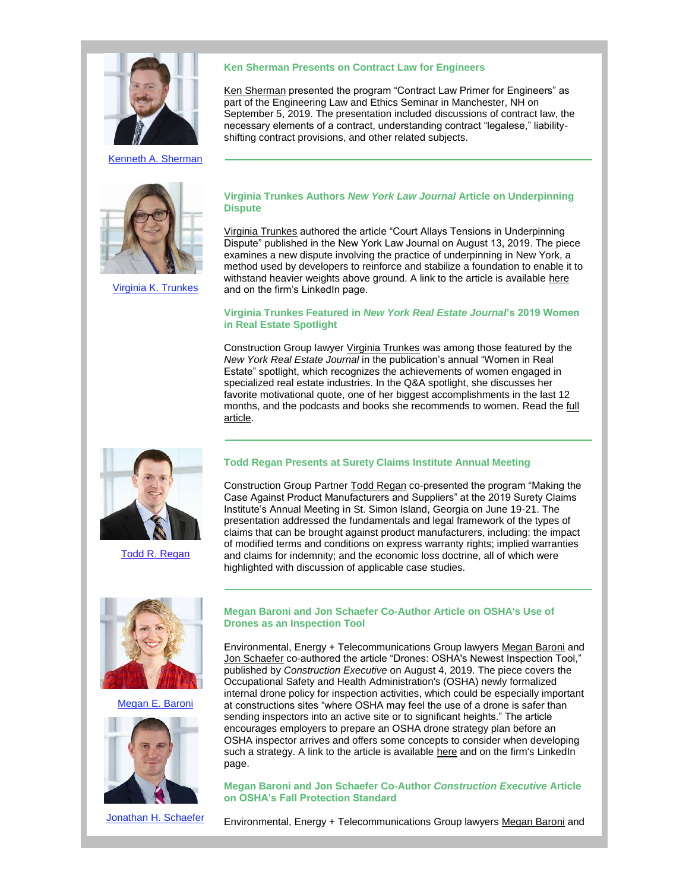Kenneth A. Sherman

### Ken Sherman Presents on Contract Law for Engineers

Ken Sherman presented the program "Contract Law Primer for Engineers" as part of the Engineering Law and Ethics Seminar in Manchester, NH on September 5, 2019. The presentation included discussions of contract law, the necessary elements of a contract, understanding contract "legalese," liability-shifting contract provisions, and other related subjects.

---

Virginia K. Trunkes

### Virginia Trunkes Authors *New York Law Journal* Article on Underpinning Dispute

Virginia Trunkes authored the article "Court Allays Tensions in Underpinning Dispute" published in the New York Law Journal on August 13, 2019. The piece examines a new dispute involving the practice of underpinning in New York, a method used by developers to reinforce and stabilize a foundation to enable it to withstand heavier weights above ground. A link to the article is available here and on the firm's LinkedIn page.

### Virginia Trunkes Featured in *New York Real Estate Journal*'s 2019 Women in Real Estate Spotlight

Construction Group lawyer Virginia Trunkes was among those featured by the *New York Real Estate Journal* in the publication's annual "Women in Real Estate" spotlight, which recognizes the achievements of women engaged in specialized real estate industries. In the Q&A spotlight, she discusses her favorite motivational quote, one of her biggest accomplishments in the last 12 months, and the podcasts and books she recommends to women. Read the full article.

---

Todd R. Regan

### Todd Regan Presents at Surety Claims Institute Annual Meeting

Construction Group Partner Todd Regan co-presented the program "Making the Case Against Product Manufacturers and Suppliers" at the 2019 Surety Claims Institute's Annual Meeting in St. Simon Island, Georgia on June 19-21. The presentation addressed the fundamentals and legal framework of the types of claims that can be brought against product manufacturers, including: the impact of modified terms and conditions on express warranty rights; implied warranties and claims for indemnity; and the economic loss doctrine, all of which were highlighted with discussion of applicable case studies.

---

Megan E. Baroni

Jonathan H. Schaefer

### Megan Baroni and Jon Schaefer Co-Author Article on OSHA's Use of Drones as an Inspection Tool

Environmental, Energy + Telecommunications Group lawyers Megan Baroni and Jon Schaefer co-authored the article "Drones: OSHA's Newest Inspection Tool," published by *Construction Executive* on August 4, 2019. The piece covers the Occupational Safety and Health Administration's (OSHA) newly formalized internal drone policy for inspection activities, which could be especially important at constructions sites "where OSHA may feel the use of a drone is safer than sending inspectors into an active site or to significant heights." The article encourages employers to prepare an OSHA drone strategy plan before an OSHA inspector arrives and offers some concepts to consider when developing such a strategy. A link to the article is available here and on the firm's LinkedIn page.

### Megan Baroni and Jon Schaefer Co-Author *Construction Executive* Article on OSHA's Fall Protection Standard

Environmental, Energy + Telecommunications Group lawyers Megan Baroni and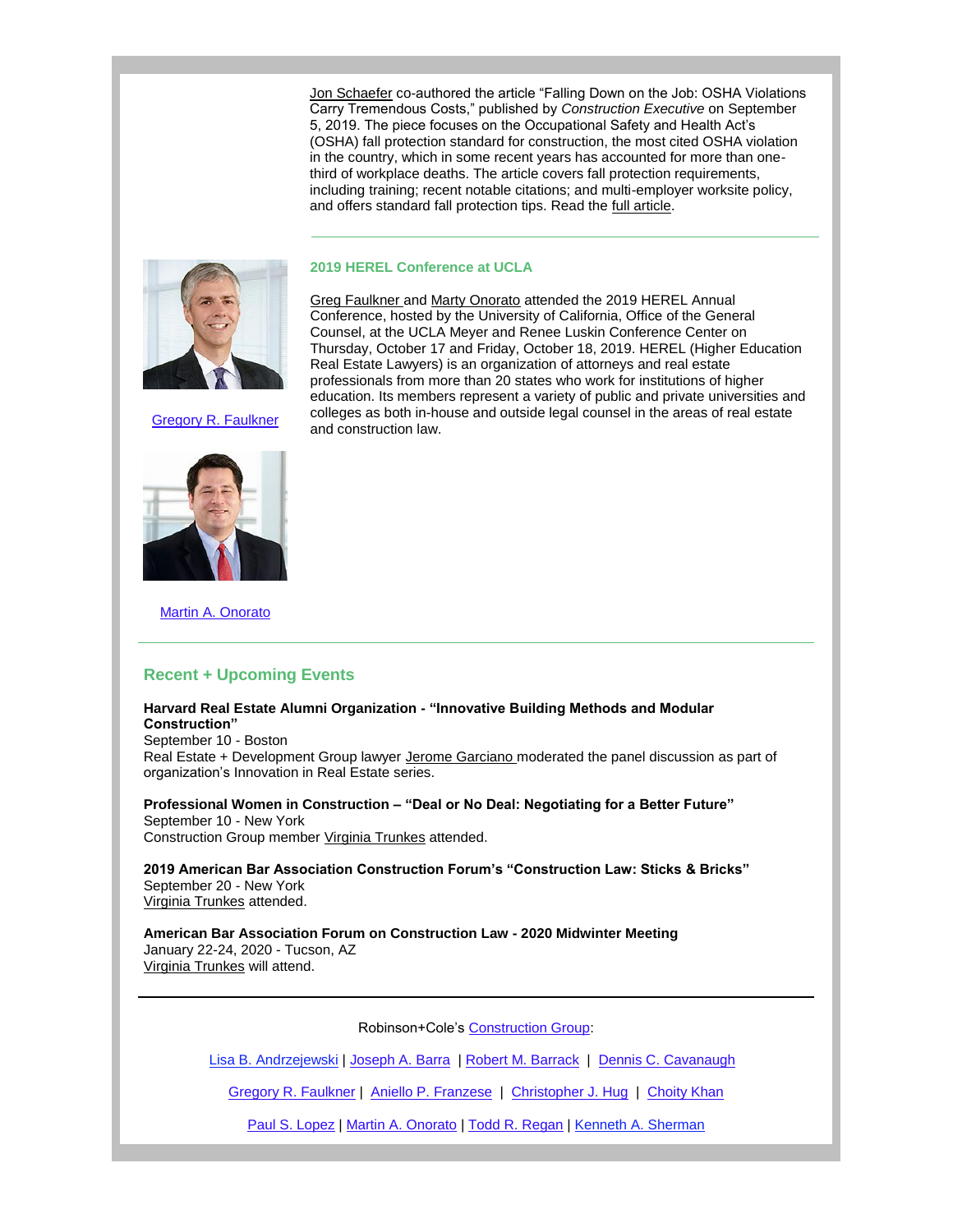Jon Schaefer co-authored the article "Falling Down on the Job: OSHA Violations Carry Tremendous Costs," published by *Construction Executive* on September 5, 2019. The piece focuses on the Occupational Safety and Health Act's (OSHA) fall protection standard for construction, the most cited OSHA violation in the country, which in some recent years has accounted for more than one-third of workplace deaths. The article covers fall protection requirements, including training; recent notable citations; and multi-employer worksite policy, and offers standard fall protection tips. Read the full article.

---

### 2019 HEREL Conference at UCLA

Gregory R. Faulkner

Martin A. Onorato

Greg Faulkner and Marty Onorato attended the 2019 HEREL Annual Conference, hosted by the University of California, Office of the General Counsel, at the UCLA Meyer and Renee Luskin Conference Center on Thursday, October 17 and Friday, October 18, 2019. HEREL (Higher Education Real Estate Lawyers) is an organization of attorneys and real estate professionals from more than 20 states who work for institutions of higher education. Its members represent a variety of public and private universities and colleges as both in-house and outside legal counsel in the areas of real estate and construction law.

---

## Recent + Upcoming Events

**Harvard Real Estate Alumni Organization - "Innovative Building Methods and Modular Construction"**
September 10 - Boston
Real Estate + Development Group lawyer Jerome Garciano moderated the panel discussion as part of organization's Innovation in Real Estate series.

**Professional Women in Construction – "Deal or No Deal: Negotiating for a Better Future"**
September 10 - New York
Construction Group member Virginia Trunkes attended.

**2019 American Bar Association Construction Forum's "Construction Law: Sticks & Bricks"**
September 20 - New York
Virginia Trunkes attended.

**American Bar Association Forum on Construction Law - 2020 Midwinter Meeting**
January 22-24, 2020 - Tucson, AZ
Virginia Trunkes will attend.

---

Robinson+Cole's Construction Group:

Lisa B. Andrzejewski | Joseph A. Barra | Robert M. Barrack | Dennis C. Cavanaugh

Gregory R. Faulkner | Aniello P. Franzese | Christopher J. Hug | Choity Khan

Paul S. Lopez | Martin A. Onorato | Todd R. Regan | Kenneth A. Sherman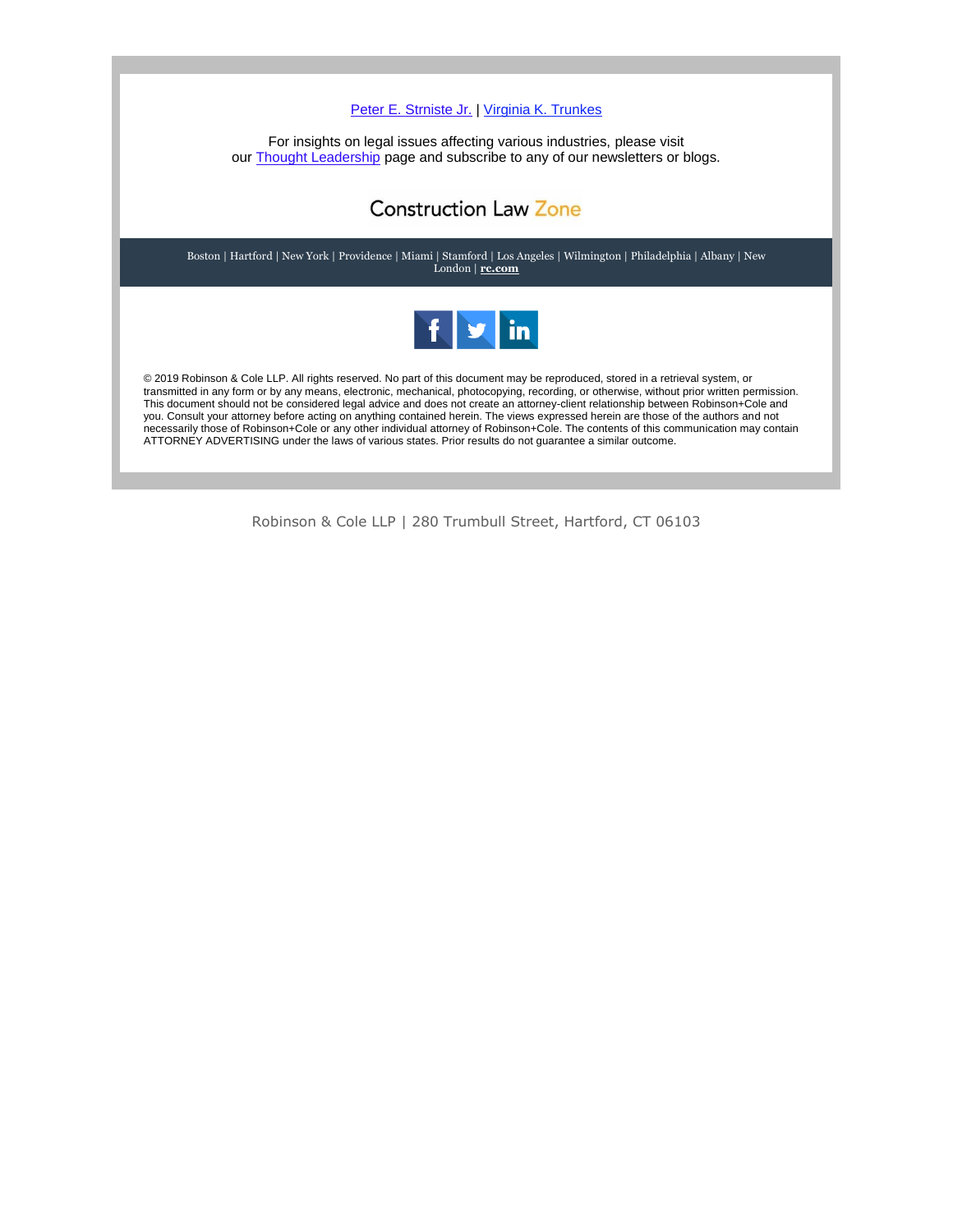Peter E. Strniste Jr. | Virginia K. Trunkes

For insights on legal issues affecting various industries, please visit our Thought Leadership page and subscribe to any of our newsletters or blogs.

Construction Law Zone

Boston | Hartford | New York | Providence | Miami | Stamford | Los Angeles | Wilmington | Philadelphia | Albany | New London | **rc.com**

© 2019 Robinson & Cole LLP. All rights reserved. No part of this document may be reproduced, stored in a retrieval system, or transmitted in any form or by any means, electronic, mechanical, photocopying, recording, or otherwise, without prior written permission. This document should not be considered legal advice and does not create an attorney-client relationship between Robinson+Cole and you. Consult your attorney before acting on anything contained herein. The views expressed herein are those of the authors and not necessarily those of Robinson+Cole or any other individual attorney of Robinson+Cole. The contents of this communication may contain ATTORNEY ADVERTISING under the laws of various states. Prior results do not guarantee a similar outcome.

Robinson & Cole LLP | 280 Trumbull Street, Hartford, CT 06103